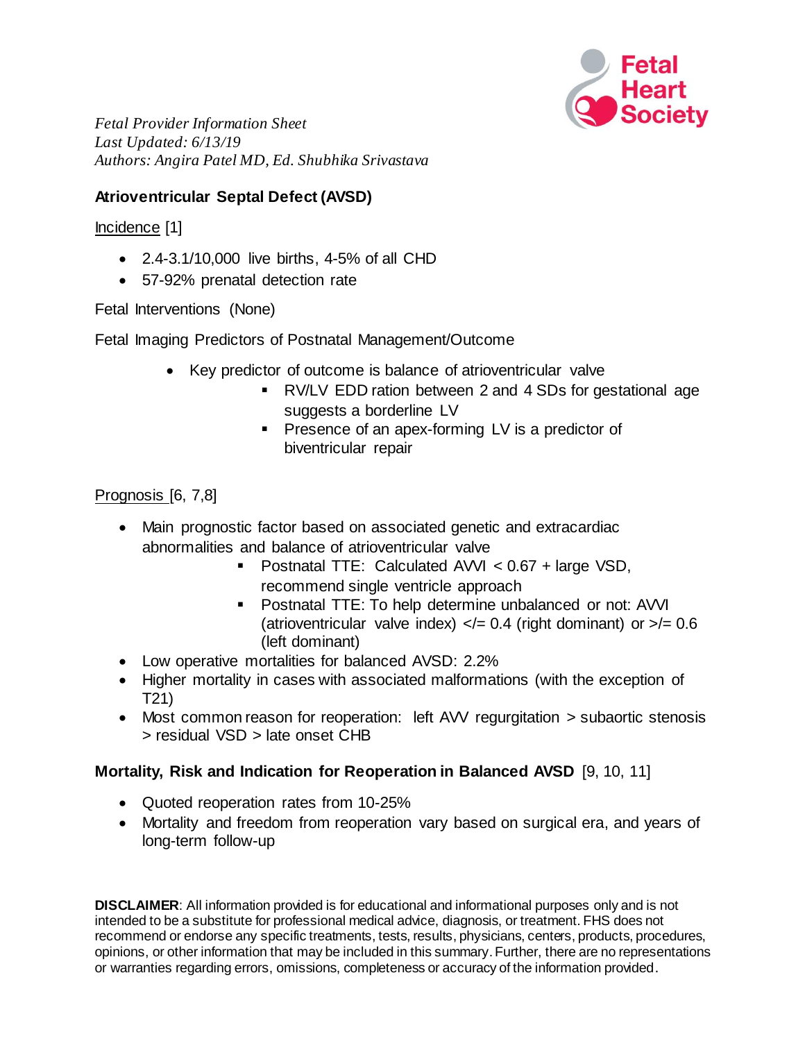*Fetal Provider Information Sheet*
*Last Updated: 6/13/19*
*Authors: Angira Patel MD, Ed. Shubhika Srivastava*

## Atrioventricular Septal Defect (AVSD)

Incidence [1]

- 2.4-3.1/10,000 live births, 4-5% of all CHD
- 57-92% prenatal detection rate

Fetal Interventions (None)

Fetal Imaging Predictors of Postnatal Management/Outcome

- Key predictor of outcome is balance of atrioventricular valve
  - RV/LV EDD ration between 2 and 4 SDs for gestational age suggests a borderline LV
  - Presence of an apex-forming LV is a predictor of biventricular repair

Prognosis [6, 7,8]

- Main prognostic factor based on associated genetic and extracardiac abnormalities and balance of atrioventricular valve
  - Postnatal TTE: Calculated AVVI < 0.67 + large VSD, recommend single ventricle approach
  - Postnatal TTE: To help determine unbalanced or not: AVVI (atrioventricular valve index) </= 0.4 (right dominant) or >/= 0.6 (left dominant)
- Low operative mortalities for balanced AVSD: 2.2%
- Higher mortality in cases with associated malformations (with the exception of T21)
- Most common reason for reoperation: left AVV regurgitation > subaortic stenosis > residual VSD > late onset CHB

**Mortality, Risk and Indication for Reoperation in Balanced AVSD** [9, 10, 11]

- Quoted reoperation rates from 10-25%
- Mortality and freedom from reoperation vary based on surgical era, and years of long-term follow-up

**DISCLAIMER**: All information provided is for educational and informational purposes only and is not intended to be a substitute for professional medical advice, diagnosis, or treatment. FHS does not recommend or endorse any specific treatments, tests, results, physicians, centers, products, procedures, opinions, or other information that may be included in this summary. Further, there are no representations or warranties regarding errors, omissions, completeness or accuracy of the information provided.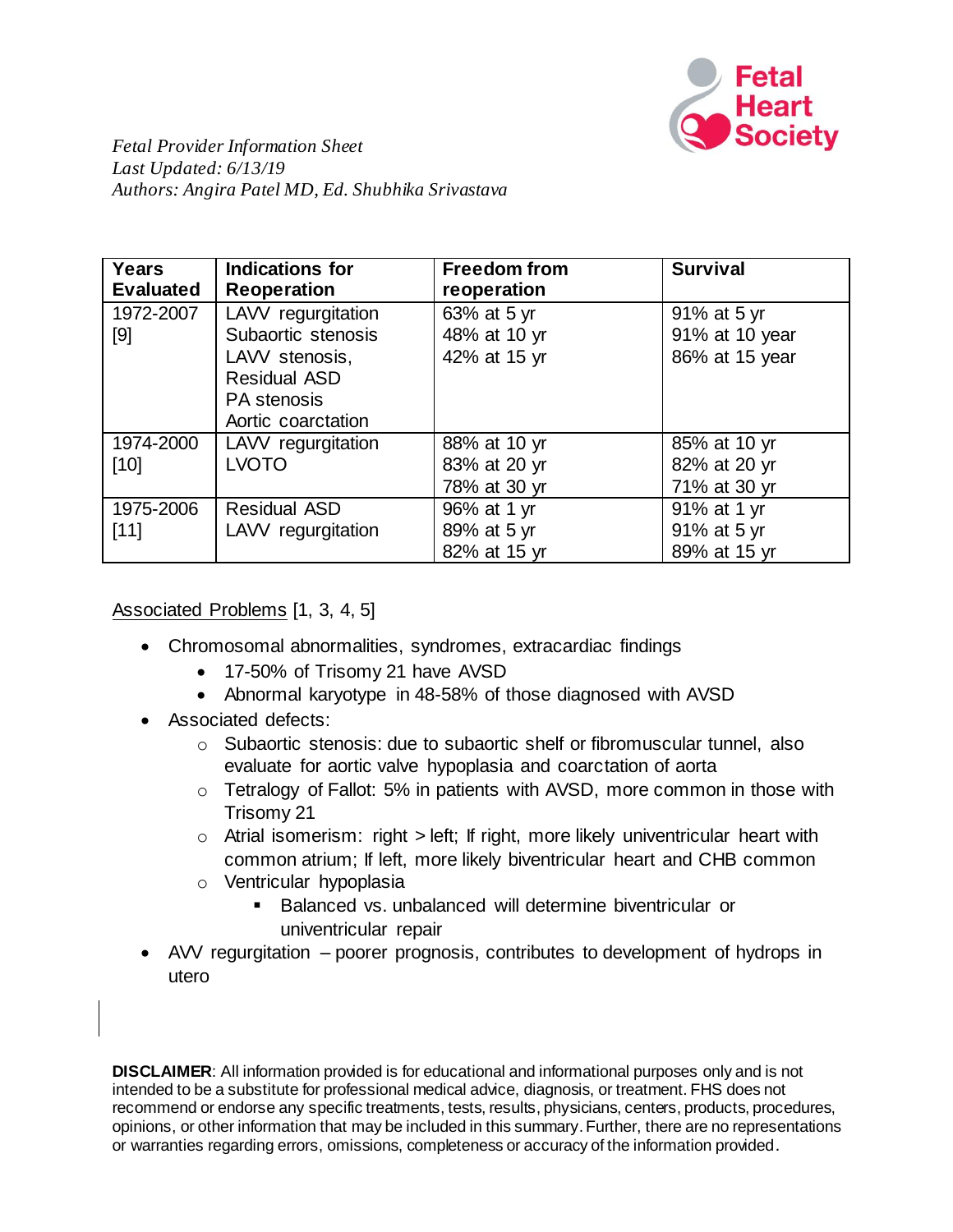*Fetal Provider Information Sheet*
*Last Updated: 6/13/19*
*Authors: Angira Patel MD, Ed. Shubhika Srivastava*

| Years Evaluated | Indications for Reoperation | Freedom from reoperation | Survival |
|---|---|---|---|
| 1972-2007 [9] | LAVV regurgitation<br>Subaortic stenosis<br>LAVV stenosis,<br>Residual ASD<br>PA stenosis<br>Aortic coarctation | 63% at 5 yr<br>48% at 10 yr<br>42% at 15 yr | 91% at 5 yr<br>91% at 10 year<br>86% at 15 year |
| 1974-2000 [10] | LAVV regurgitation<br>LVOTO | 88% at 10 yr<br>83% at 20 yr<br>78% at 30 yr | 85% at 10 yr<br>82% at 20 yr<br>71% at 30 yr |
| 1975-2006 [11] | Residual ASD<br>LAVV regurgitation | 96% at 1 yr<br>89% at 5 yr<br>82% at 15 yr | 91% at 1 yr<br>91% at 5 yr<br>89% at 15 yr |

Associated Problems [1, 3, 4, 5]

- Chromosomal abnormalities, syndromes, extracardiac findings
  - 17-50% of Trisomy 21 have AVSD
  - Abnormal karyotype in 48-58% of those diagnosed with AVSD
- Associated defects:
  - Subaortic stenosis: due to subaortic shelf or fibromuscular tunnel, also evaluate for aortic valve hypoplasia and coarctation of aorta
  - Tetralogy of Fallot: 5% in patients with AVSD, more common in those with Trisomy 21
  - Atrial isomerism: right > left; If right, more likely univentricular heart with common atrium; If left, more likely biventricular heart and CHB common
  - Ventricular hypoplasia
    - Balanced vs. unbalanced will determine biventricular or univentricular repair
- AVV regurgitation – poorer prognosis, contributes to development of hydrops in utero

**DISCLAIMER**: All information provided is for educational and informational purposes only and is not intended to be a substitute for professional medical advice, diagnosis, or treatment. FHS does not recommend or endorse any specific treatments, tests, results, physicians, centers, products, procedures, opinions, or other information that may be included in this summary. Further, there are no representations or warranties regarding errors, omissions, completeness or accuracy of the information provided.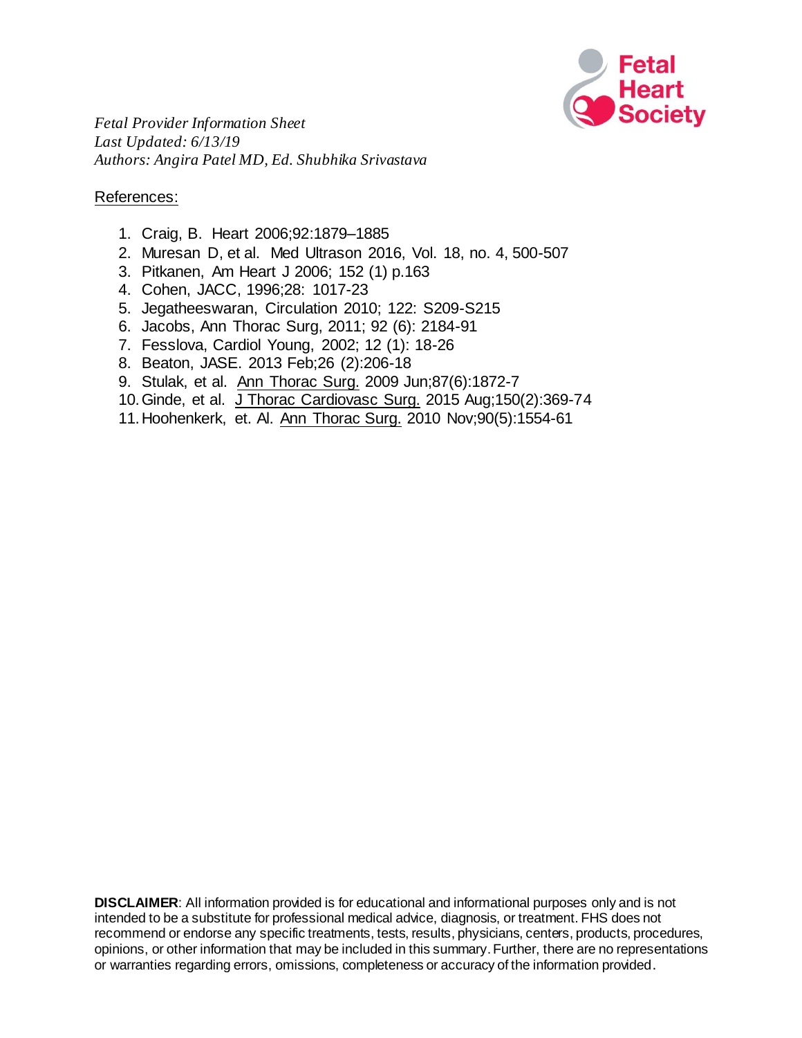*Fetal Provider Information Sheet*
*Last Updated: 6/13/19*
*Authors: Angira Patel MD, Ed. Shubhika Srivastava*

References:

1. Craig, B. Heart 2006;92:1879–1885
2. Muresan D, et al. Med Ultrason 2016, Vol. 18, no. 4, 500-507
3. Pitkanen, Am Heart J 2006; 152 (1) p.163
4. Cohen, JACC, 1996;28: 1017-23
5. Jegatheeswaran, Circulation 2010; 122: S209-S215
6. Jacobs, Ann Thorac Surg, 2011; 92 (6): 2184-91
7. Fesslova, Cardiol Young, 2002; 12 (1): 18-26
8. Beaton, JASE. 2013 Feb;26 (2):206-18
9. Stulak, et al. Ann Thorac Surg. 2009 Jun;87(6):1872-7
10. Ginde, et al. J Thorac Cardiovasc Surg. 2015 Aug;150(2):369-74
11. Hoohenkerk, et. Al. Ann Thorac Surg. 2010 Nov;90(5):1554-61

**DISCLAIMER**: All information provided is for educational and informational purposes only and is not intended to be a substitute for professional medical advice, diagnosis, or treatment. FHS does not recommend or endorse any specific treatments, tests, results, physicians, centers, products, procedures, opinions, or other information that may be included in this summary. Further, there are no representations or warranties regarding errors, omissions, completeness or accuracy of the information provided.